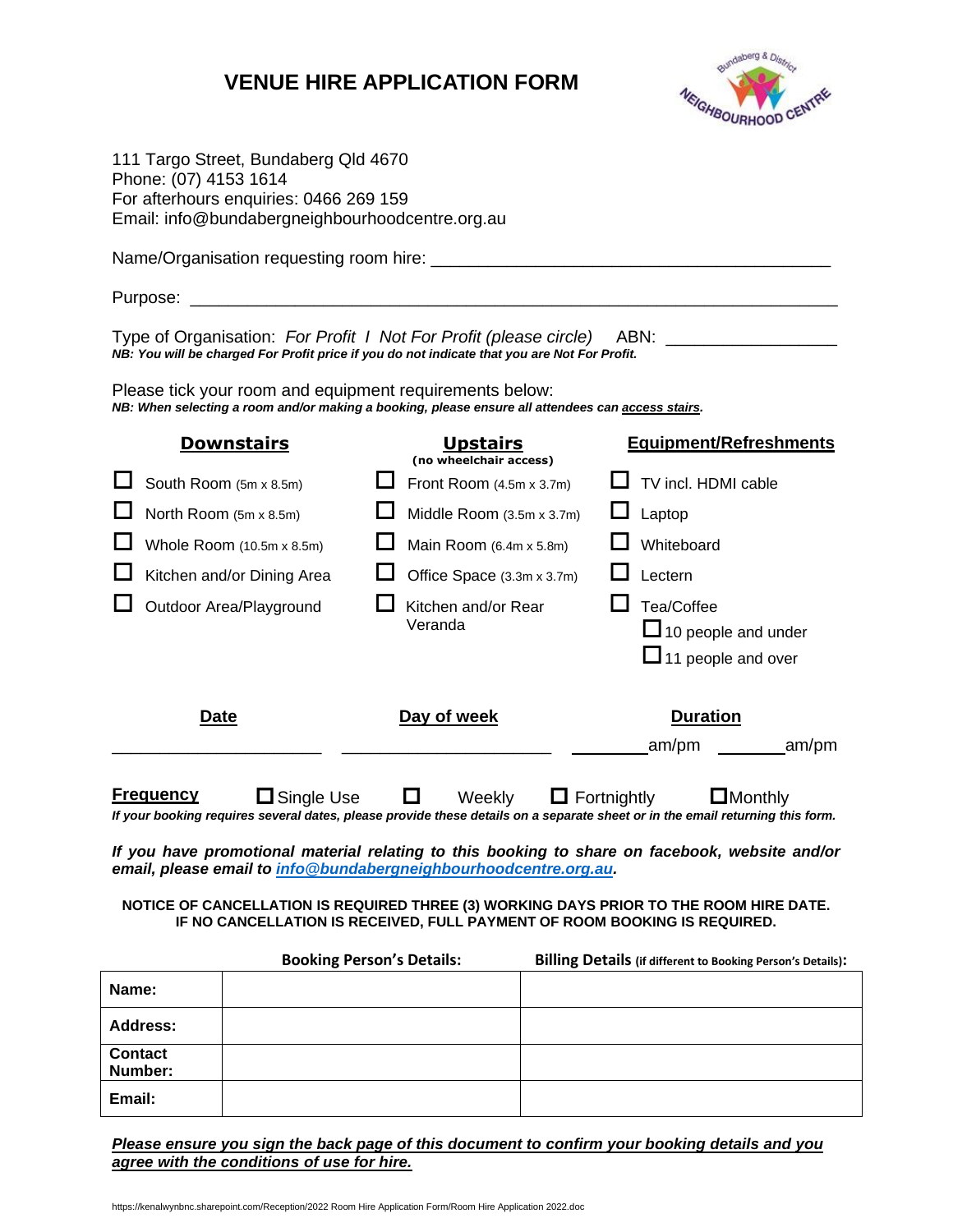# VENUE HIRE APPLICATION FORM

111 Targo Street, Bundaberg Qld 4670
Phone: (07) 4153 1614
For afterhours enquiries: 0466 269 159
Email: info@bundabergneighbourhoodcentre.org.au

Name/Organisation requesting room hire: ________________________________________

Purpose: ________________________________________________________________

Type of Organisation: *For Profit / Not For Profit (please circle)* ABN: _______________
***NB: You will be charged For Profit price if you do not indicate that you are Not For Profit.***

Please tick your room and equipment requirements below:
***NB: When selecting a room and/or making a booking, please ensure all attendees can access stairs.***

| **Downstairs** | **Upstairs** (no wheelchair access) | **Equipment/Refreshments** |
|---|---|---|
| ☐ South Room (5m x 8.5m) | ☐ Front Room (4.5m x 3.7m) | ☐ TV incl. HDMI cable |
| ☐ North Room (5m x 8.5m) | ☐ Middle Room (3.5m x 3.7m) | ☐ Laptop |
| ☐ Whole Room (10.5m x 8.5m) | ☐ Main Room (6.4m x 5.8m) | ☐ Whiteboard |
| ☐ Kitchen and/or Dining Area | ☐ Office Space (3.3m x 3.7m) | ☐ Lectern |
| ☐ Outdoor Area/Playground | ☐ Kitchen and/or Rear Veranda | ☐ Tea/Coffee<br>☐ 10 people and under<br>☐ 11 people and over |

| **Date** | **Day of week** | **Duration** |
|---|---|---|
| ____________________ | ____________________ | ________am/pm ________am/pm |

**Frequency** ☐ Single Use ☐ Weekly ☐ Fortnightly ☐ Monthly
***If your booking requires several dates, please provide these details on a separate sheet or in the email returning this form.***

***If you have promotional material relating to this booking to share on facebook, website and/or email, please email to info@bundabergneighbourhoodcentre.org.au.***

**NOTICE OF CANCELLATION IS REQUIRED THREE (3) WORKING DAYS PRIOR TO THE ROOM HIRE DATE. IF NO CANCELLATION IS RECEIVED, FULL PAYMENT OF ROOM BOOKING IS REQUIRED.**

| | **Booking Person's Details:** | **Billing Details** (if different to Booking Person's Details): |
|---|---|---|
| **Name:** | | |
| **Address:** | | |
| **Contact Number:** | | |
| **Email:** | | |

***Please ensure you sign the back page of this document to confirm your booking details and you agree with the conditions of use for hire.***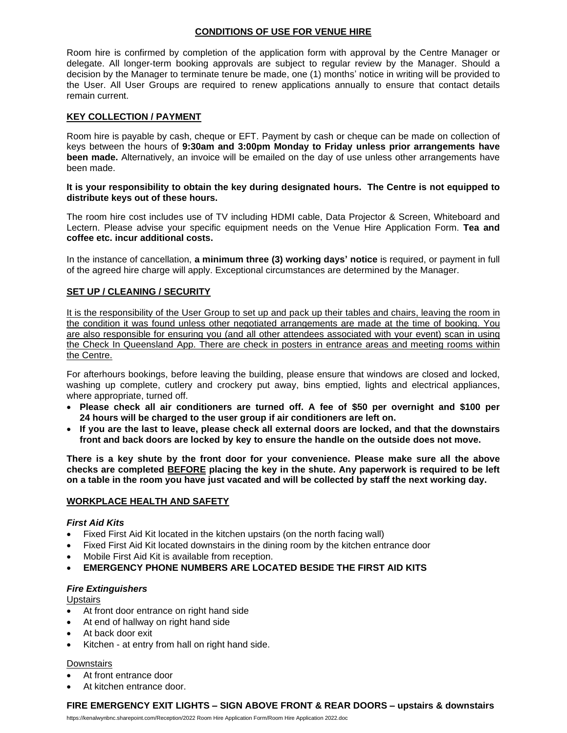## CONDITIONS OF USE FOR VENUE HIRE

Room hire is confirmed by completion of the application form with approval by the Centre Manager or delegate. All longer-term booking approvals are subject to regular review by the Manager. Should a decision by the Manager to terminate tenure be made, one (1) months' notice in writing will be provided to the User. All User Groups are required to renew applications annually to ensure that contact details remain current.

### KEY COLLECTION / PAYMENT

Room hire is payable by cash, cheque or EFT. Payment by cash or cheque can be made on collection of keys between the hours of **9:30am and 3:00pm Monday to Friday unless prior arrangements have been made.** Alternatively, an invoice will be emailed on the day of use unless other arrangements have been made.

**It is your responsibility to obtain the key during designated hours. The Centre is not equipped to distribute keys out of these hours.**

The room hire cost includes use of TV including HDMI cable, Data Projector & Screen, Whiteboard and Lectern. Please advise your specific equipment needs on the Venue Hire Application Form. **Tea and coffee etc. incur additional costs.**

In the instance of cancellation, **a minimum three (3) working days' notice** is required, or payment in full of the agreed hire charge will apply. Exceptional circumstances are determined by the Manager.

### SET UP / CLEANING / SECURITY

It is the responsibility of the User Group to set up and pack up their tables and chairs, leaving the room in the condition it was found unless other negotiated arrangements are made at the time of booking. You are also responsible for ensuring you (and all other attendees associated with your event) scan in using the Check In Queensland App. There are check in posters in entrance areas and meeting rooms within the Centre.

For afterhours bookings, before leaving the building, please ensure that windows are closed and locked, washing up complete, cutlery and crockery put away, bins emptied, lights and electrical appliances, where appropriate, turned off.

- **Please check all air conditioners are turned off. A fee of $50 per overnight and $100 per 24 hours will be charged to the user group if air conditioners are left on.**
- **If you are the last to leave, please check all external doors are locked, and that the downstairs front and back doors are locked by key to ensure the handle on the outside does not move.**

**There is a key shute by the front door for your convenience. Please make sure all the above checks are completed BEFORE placing the key in the shute. Any paperwork is required to be left on a table in the room you have just vacated and will be collected by staff the next working day.**

### WORKPLACE HEALTH AND SAFETY

***First Aid Kits***

- Fixed First Aid Kit located in the kitchen upstairs (on the north facing wall)
- Fixed First Aid Kit located downstairs in the dining room by the kitchen entrance door
- Mobile First Aid Kit is available from reception.
- **EMERGENCY PHONE NUMBERS ARE LOCATED BESIDE THE FIRST AID KITS**

***Fire Extinguishers***

Upstairs

- At front door entrance on right hand side
- At end of hallway on right hand side
- At back door exit
- Kitchen - at entry from hall on right hand side.

Downstairs

- At front entrance door
- At kitchen entrance door.

**FIRE EMERGENCY EXIT LIGHTS – SIGN ABOVE FRONT & REAR DOORS – upstairs & downstairs**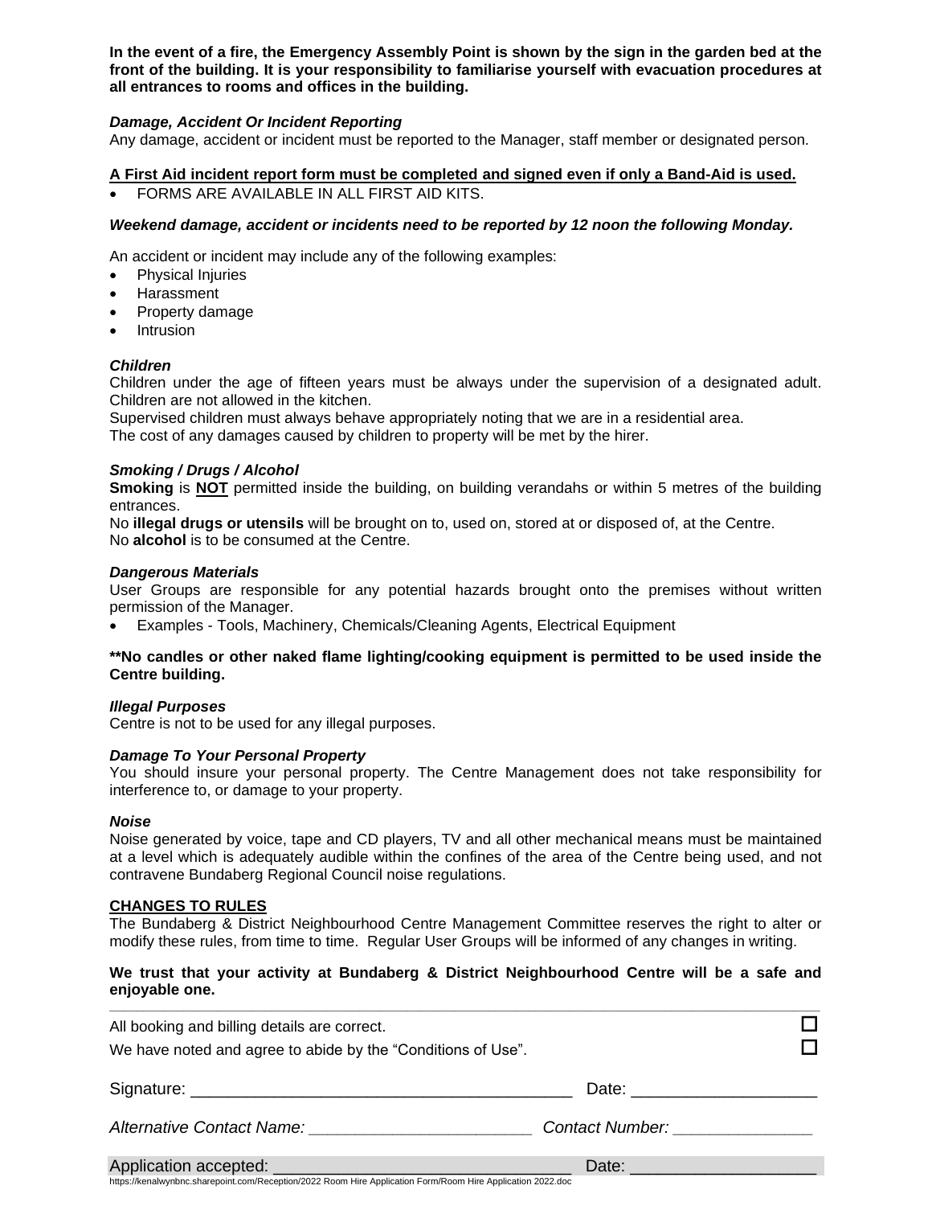**In the event of a fire, the Emergency Assembly Point is shown by the sign in the garden bed at the front of the building. It is your responsibility to familiarise yourself with evacuation procedures at all entrances to rooms and offices in the building.**

***Damage, Accident Or Incident Reporting***
Any damage, accident or incident must be reported to the Manager, staff member or designated person.

**<u>A First Aid incident report form must be completed and signed even if only a Band-Aid is used.</u>**

- FORMS ARE AVAILABLE IN ALL FIRST AID KITS.

***Weekend damage, accident or incidents need to be reported by 12 noon the following Monday.***

An accident or incident may include any of the following examples:

- Physical Injuries
- Harassment
- Property damage
- Intrusion

***Children***
Children under the age of fifteen years must be always under the supervision of a designated adult. Children are not allowed in the kitchen.
Supervised children must always behave appropriately noting that we are in a residential area.
The cost of any damages caused by children to property will be met by the hirer.

***Smoking / Drugs / Alcohol***
**Smoking** is **<u>NOT</u>** permitted inside the building, on building verandahs or within 5 metres of the building entrances.
No **illegal drugs or utensils** will be brought on to, used on, stored at or disposed of, at the Centre.
No **alcohol** is to be consumed at the Centre.

***Dangerous Materials***
User Groups are responsible for any potential hazards brought onto the premises without written permission of the Manager.

- Examples - Tools, Machinery, Chemicals/Cleaning Agents, Electrical Equipment

****No candles or other naked flame lighting/cooking equipment is permitted to be used inside the Centre building.**

***Illegal Purposes***
Centre is not to be used for any illegal purposes.

***Damage To Your Personal Property***
You should insure your personal property. The Centre Management does not take responsibility for interference to, or damage to your property.

***Noise***
Noise generated by voice, tape and CD players, TV and all other mechanical means must be maintained at a level which is adequately audible within the confines of the area of the Centre being used, and not contravene Bundaberg Regional Council noise regulations.

**<u>CHANGES TO RULES</u>**
The Bundaberg & District Neighbourhood Centre Management Committee reserves the right to alter or modify these rules, from time to time. Regular User Groups will be informed of any changes in writing.

**We trust that your activity at Bundaberg & District Neighbourhood Centre will be a safe and enjoyable one.**

---

All booking and billing details are correct. ☐

We have noted and agree to abide by the "Conditions of Use". ☐

Signature: ________________________________________ Date: ___________________

*Alternative Contact Name:* ________________________ *Contact Number:* _______________

Application accepted: ________________________________ Date: ___________________

https://kenalwynbnc.sharepoint.com/Reception/2022 Room Hire Application Form/Room Hire Application 2022.doc